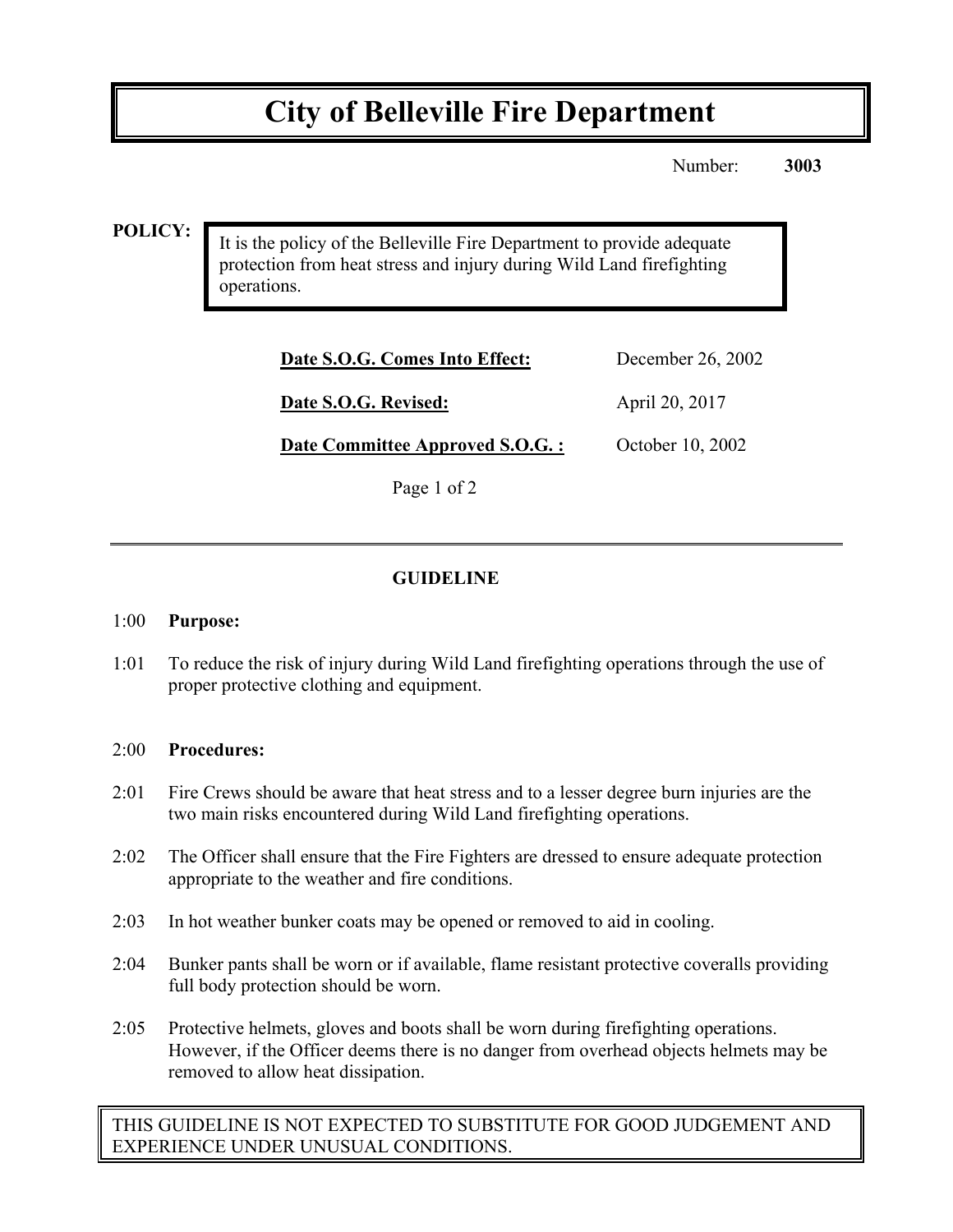# City of Belleville Fire Department

Number: **3003**

**POLICY:**

It is the policy of the Belleville Fire Department to provide adequate protection from heat stress and injury during Wild Land firefighting operations.

| | |
|---|---|
| **Date S.O.G. Comes Into Effect:** | December 26, 2002 |
| **Date S.O.G. Revised:** | April 20, 2017 |
| **Date Committee Approved S.O.G. :** | October 10, 2002 |

## GUIDELINE

1:00 **Purpose:**

1:01 To reduce the risk of injury during Wild Land firefighting operations through the use of proper protective clothing and equipment.

2:00 **Procedures:**

2:01 Fire Crews should be aware that heat stress and to a lesser degree burn injuries are the two main risks encountered during Wild Land firefighting operations.

2:02 The Officer shall ensure that the Fire Fighters are dressed to ensure adequate protection appropriate to the weather and fire conditions.

2:03 In hot weather bunker coats may be opened or removed to aid in cooling.

2:04 Bunker pants shall be worn or if available, flame resistant protective coveralls providing full body protection should be worn.

2:05 Protective helmets, gloves and boots shall be worn during firefighting operations. However, if the Officer deems there is no danger from overhead objects helmets may be removed to allow heat dissipation.

THIS GUIDELINE IS NOT EXPECTED TO SUBSTITUTE FOR GOOD JUDGEMENT AND EXPERIENCE UNDER UNUSUAL CONDITIONS.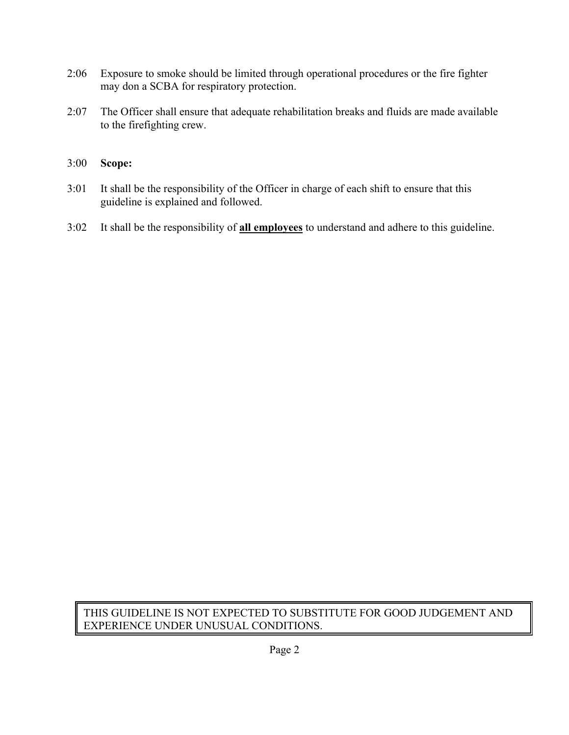2:06 Exposure to smoke should be limited through operational procedures or the fire fighter may don a SCBA for respiratory protection.

2:07 The Officer shall ensure that adequate rehabilitation breaks and fluids are made available to the firefighting crew.

3:00 **Scope:**

3:01 It shall be the responsibility of the Officer in charge of each shift to ensure that this guideline is explained and followed.

3:02 It shall be the responsibility of **<u>all employees</u>** to understand and adhere to this guideline.

THIS GUIDELINE IS NOT EXPECTED TO SUBSTITUTE FOR GOOD JUDGEMENT AND EXPERIENCE UNDER UNUSUAL CONDITIONS.